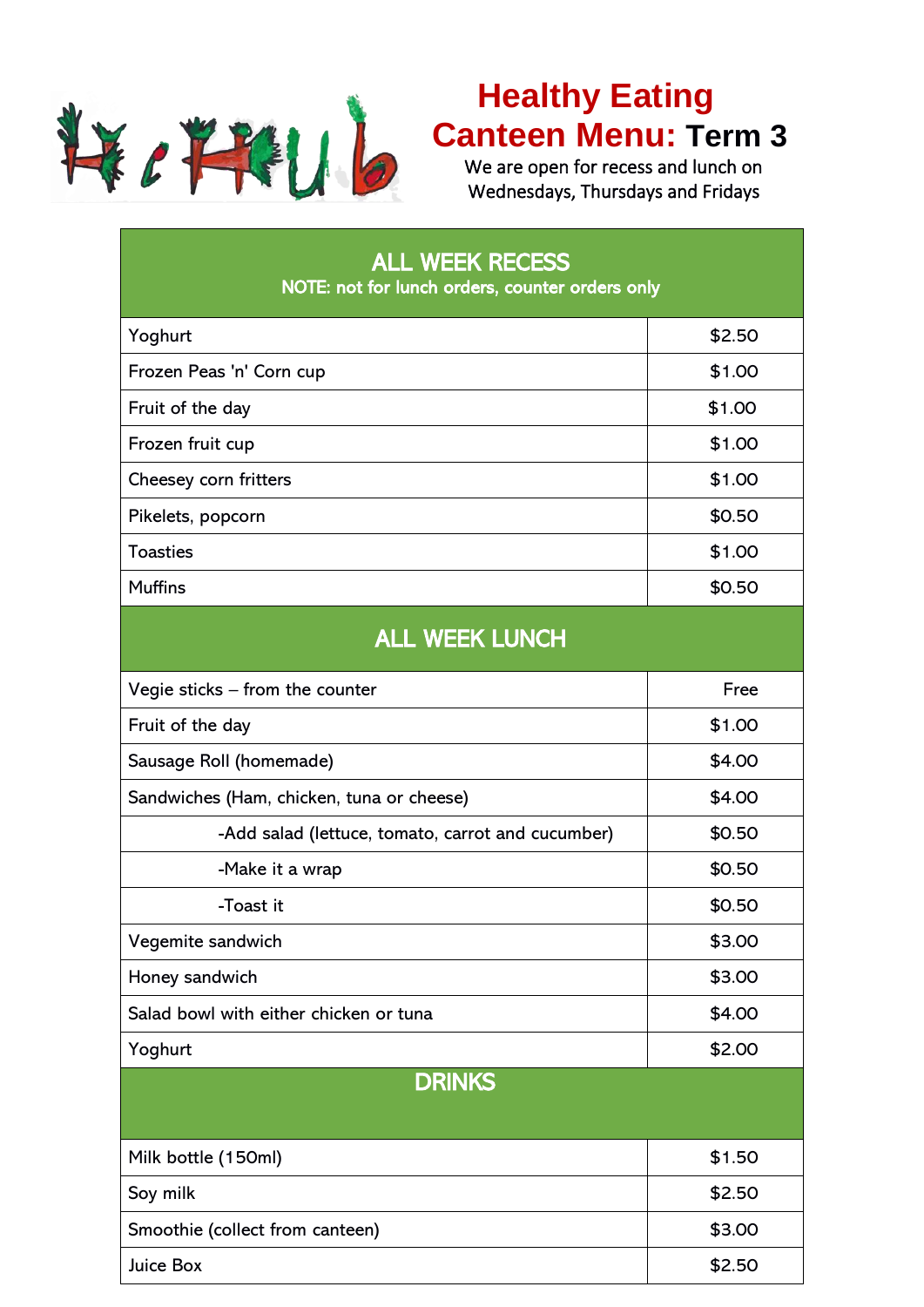# Healthy Eating Canteen Menu: Term 3

We are open for recess and lunch on Wednesdays, Thursdays and Fridays

| ALL WEEK RECESS<br>NOTE: not for lunch orders, counter orders only | |
|---|---|
| Yoghurt | $2.50 |
| Frozen Peas 'n' Corn cup | $1.00 |
| Fruit of the day | $1.00 |
| Frozen fruit cup | $1.00 |
| Cheesey corn fritters | $1.00 |
| Pikelets, popcorn | $0.50 |
| Toasties | $1.00 |
| Muffins | $0.50 |
| **ALL WEEK LUNCH** | |
| Vegie sticks – from the counter | Free |
| Fruit of the day | $1.00 |
| Sausage Roll (homemade) | $4.00 |
| Sandwiches (Ham, chicken, tuna or cheese) | $4.00 |
| -Add salad (lettuce, tomato, carrot and cucumber) | $0.50 |
| -Make it a wrap | $0.50 |
| -Toast it | $0.50 |
| Vegemite sandwich | $3.00 |
| Honey sandwich | $3.00 |
| Salad bowl with either chicken or tuna | $4.00 |
| Yoghurt | $2.00 |
| **DRINKS** | |
| Milk bottle (150ml) | $1.50 |
| Soy milk | $2.50 |
| Smoothie (collect from canteen) | $3.00 |
| Juice Box | $2.50 |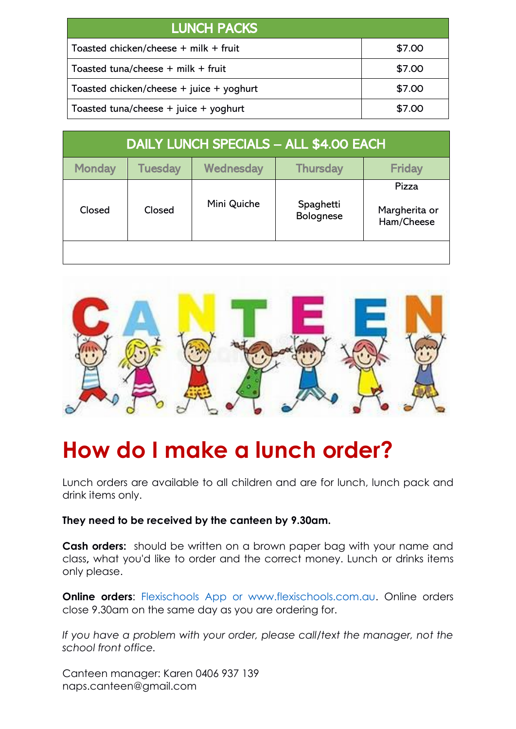| LUNCH PACKS | |
| --- | --- |
| Toasted chicken/cheese + milk + fruit | $7.00 |
| Toasted tuna/cheese + milk + fruit | $7.00 |
| Toasted chicken/cheese + juice + yoghurt | $7.00 |
| Toasted tuna/cheese + juice + yoghurt | $7.00 |

| DAILY LUNCH SPECIALS – ALL $4.00 EACH | | | | |
| --- | --- | --- | --- | --- |
| Monday | Tuesday | Wednesday | Thursday | Friday |
| Closed | Closed | Mini Quiche | Spaghetti Bolognese | Pizza<br><br>Margherita or Ham/Cheese |

# How do I make a lunch order?

Lunch orders are available to all children and are for lunch, lunch pack and drink items only.

**They need to be received by the canteen by 9.30am.**

**Cash orders:** should be written on a brown paper bag with your name and class, what you'd like to order and the correct money. Lunch or drinks items only please.

**Online orders**: Flexischools App or www.flexischools.com.au. Online orders close 9.30am on the same day as you are ordering for.

*If you have a problem with your order, please call/text the manager, not the school front office.*

Canteen manager: Karen 0406 937 139
naps.canteen@gmail.com